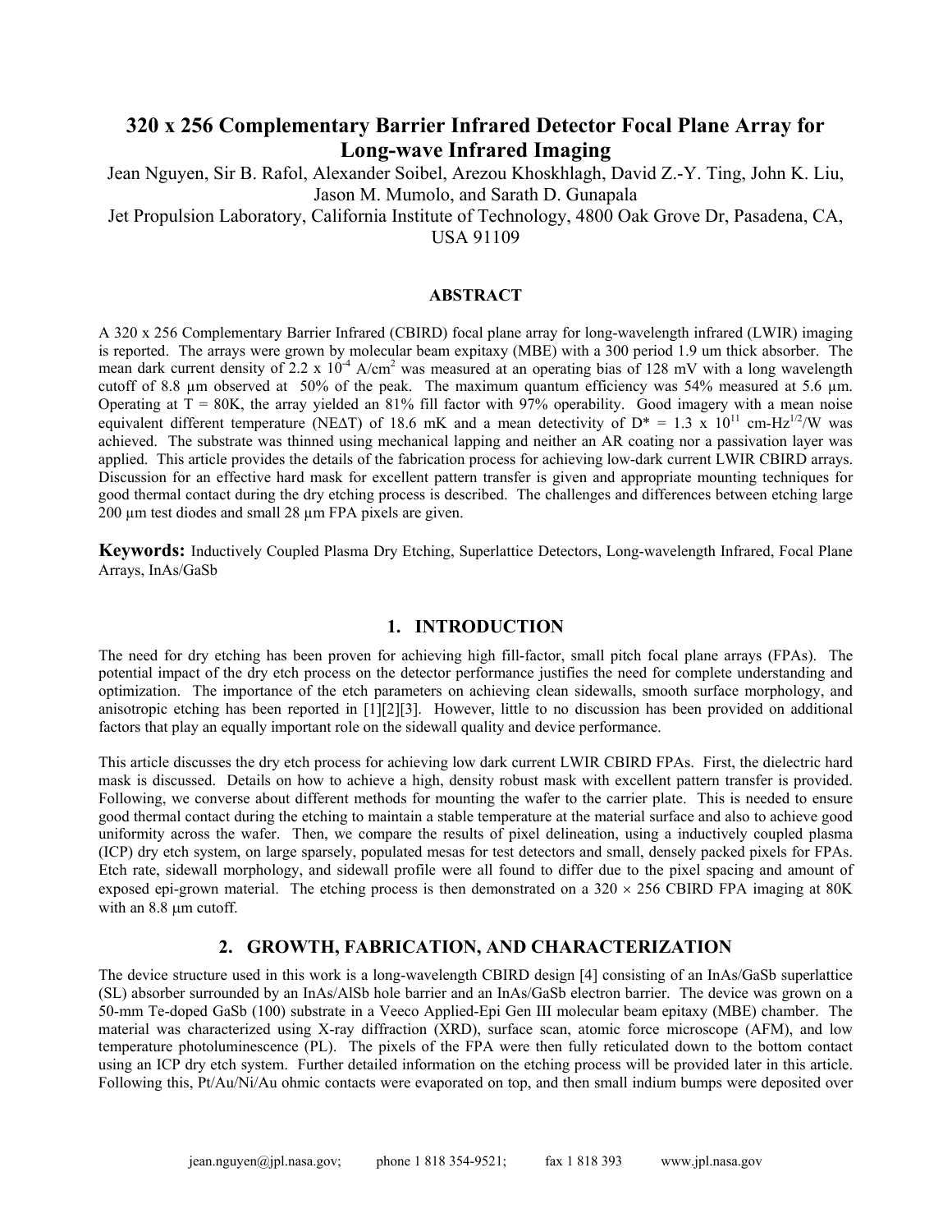# 320 x 256 Complementary Barrier Infrared Detector Focal Plane Array for Long-wave Infrared Imaging

Jean Nguyen, Sir B. Rafol, Alexander Soibel, Arezou Khoshkhlagh, David Z.-Y. Ting, John K. Liu, Jason M. Mumolo, and Sarath D. Gunapala

Jet Propulsion Laboratory, California Institute of Technology, 4800 Oak Grove Dr, Pasadena, CA, USA 91109

### ABSTRACT

A 320 x 256 Complementary Barrier Infrared (CBIRD) focal plane array for long-wavelength infrared (LWIR) imaging is reported. The arrays were grown by molecular beam expitaxy (MBE) with a 300 period 1.9 um thick absorber. The mean dark current density of 2.2 x $10^{-4}$ A/cm$^2$ was measured at an operating bias of 128 mV with a long wavelength cutoff of 8.8 µm observed at 50% of the peak. The maximum quantum efficiency was 54% measured at 5.6 µm. Operating at T = 80K, the array yielded an 81% fill factor with 97% operability. Good imagery with a mean noise equivalent different temperature (NE$\Delta$T) of 18.6 mK and a mean detectivity of D* = 1.3 x $10^{11}$ cm-Hz$^{1/2}$/W was achieved. The substrate was thinned using mechanical lapping and neither an AR coating nor a passivation layer was applied. This article provides the details of the fabrication process for achieving low-dark current LWIR CBIRD arrays. Discussion for an effective hard mask for excellent pattern transfer is given and appropriate mounting techniques for good thermal contact during the dry etching process is described. The challenges and differences between etching large 200 µm test diodes and small 28 µm FPA pixels are given.

**Keywords:** Inductively Coupled Plasma Dry Etching, Superlattice Detectors, Long-wavelength Infrared, Focal Plane Arrays, InAs/GaSb

## 1. INTRODUCTION

The need for dry etching has been proven for achieving high fill-factor, small pitch focal plane arrays (FPAs). The potential impact of the dry etch process on the detector performance justifies the need for complete understanding and optimization. The importance of the etch parameters on achieving clean sidewalls, smooth surface morphology, and anisotropic etching has been reported in [1][2][3]. However, little to no discussion has been provided on additional factors that play an equally important role on the sidewall quality and device performance.

This article discusses the dry etch process for achieving low dark current LWIR CBIRD FPAs. First, the dielectric hard mask is discussed. Details on how to achieve a high, density robust mask with excellent pattern transfer is provided. Following, we converse about different methods for mounting the wafer to the carrier plate. This is needed to ensure good thermal contact during the etching to maintain a stable temperature at the material surface and also to achieve good uniformity across the wafer. Then, we compare the results of pixel delineation, using a inductively coupled plasma (ICP) dry etch system, on large sparsely, populated mesas for test detectors and small, densely packed pixels for FPAs. Etch rate, sidewall morphology, and sidewall profile were all found to differ due to the pixel spacing and amount of exposed epi-grown material. The etching process is then demonstrated on a 320 $\times$ 256 CBIRD FPA imaging at 80K with an 8.8 µm cutoff.

## 2. GROWTH, FABRICATION, AND CHARACTERIZATION

The device structure used in this work is a long-wavelength CBIRD design [4] consisting of an InAs/GaSb superlattice (SL) absorber surrounded by an InAs/AlSb hole barrier and an InAs/GaSb electron barrier. The device was grown on a 50-mm Te-doped GaSb (100) substrate in a Veeco Applied-Epi Gen III molecular beam epitaxy (MBE) chamber. The material was characterized using X-ray diffraction (XRD), surface scan, atomic force microscope (AFM), and low temperature photoluminescence (PL). The pixels of the FPA were then fully reticulated down to the bottom contact using an ICP dry etch system. Further detailed information on the etching process will be provided later in this article. Following this, Pt/Au/Ni/Au ohmic contacts were evaporated on top, and then small indium bumps were deposited over

jean.nguyen@jpl.nasa.gov; phone 1 818 354-9521; fax 1 818 393 www.jpl.nasa.gov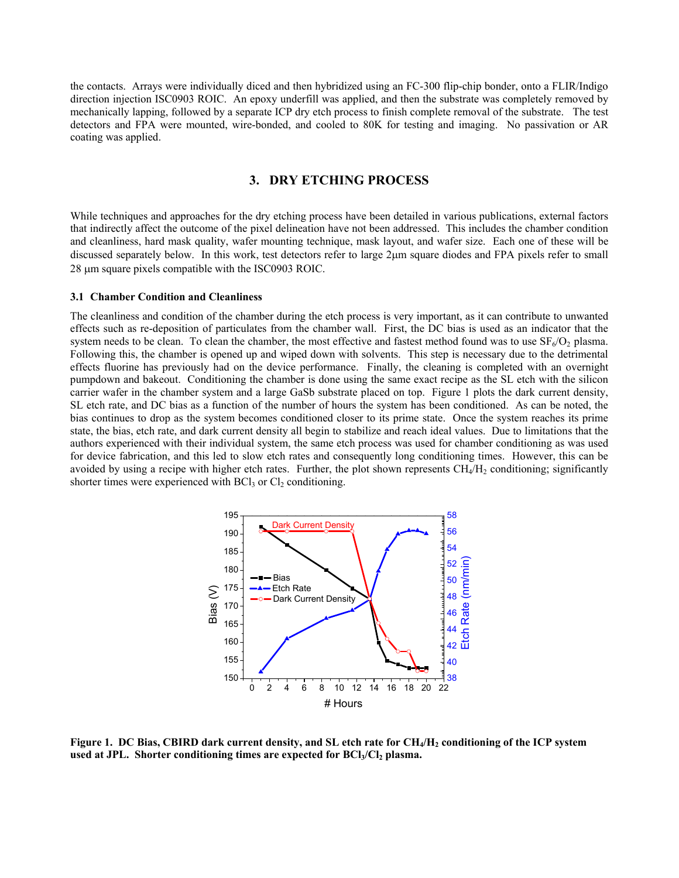the contacts. Arrays were individually diced and then hybridized using an FC-300 flip-chip bonder, onto a FLIR/Indigo direction injection ISC0903 ROIC. An epoxy underfill was applied, and then the substrate was completely removed by mechanically lapping, followed by a separate ICP dry etch process to finish complete removal of the substrate. The test detectors and FPA were mounted, wire-bonded, and cooled to 80K for testing and imaging. No passivation or AR coating was applied.

## 3. DRY ETCHING PROCESS

While techniques and approaches for the dry etching process have been detailed in various publications, external factors that indirectly affect the outcome of the pixel delineation have not been addressed. This includes the chamber condition and cleanliness, hard mask quality, wafer mounting technique, mask layout, and wafer size. Each one of these will be discussed separately below. In this work, test detectors refer to large 2μm square diodes and FPA pixels refer to small 28 μm square pixels compatible with the ISC0903 ROIC.

### 3.1 Chamber Condition and Cleanliness

The cleanliness and condition of the chamber during the etch process is very important, as it can contribute to unwanted effects such as re-deposition of particulates from the chamber wall. First, the DC bias is used as an indicator that the system needs to be clean. To clean the chamber, the most effective and fastest method found was to use $SF_6/O_2$ plasma. Following this, the chamber is opened up and wiped down with solvents. This step is necessary due to the detrimental effects fluorine has previously had on the device performance. Finally, the cleaning is completed with an overnight pumpdown and bakeout. Conditioning the chamber is done using the same exact recipe as the SL etch with the silicon carrier wafer in the chamber system and a large GaSb substrate placed on top. Figure 1 plots the dark current density, SL etch rate, and DC bias as a function of the number of hours the system has been conditioned. As can be noted, the bias continues to drop as the system becomes conditioned closer to its prime state. Once the system reaches its prime state, the bias, etch rate, and dark current density all begin to stabilize and reach ideal values. Due to limitations that the authors experienced with their individual system, the same etch process was used for chamber conditioning as was used for device fabrication, and this led to slow etch rates and consequently long conditioning times. However, this can be avoided by using a recipe with higher etch rates. Further, the plot shown represents $CH_4/H_2$ conditioning; significantly shorter times were experienced with $BCl_3$ or $Cl_2$ conditioning.

Dark Current Density
Bias
Etch Rate
Dark Current Density
Bias (V)
Etch Rate (nm/min)
# Hours
195
190
185
180
175
170
165
160
155
150
58
56
54
52
50
48
46
44
42
40
38
0 2 4 6 8 10 12 14 16 18 20 22

**Figure 1. DC Bias, CBIRD dark current density, and SL etch rate for $CH_4/H_2$ conditioning of the ICP system used at JPL. Shorter conditioning times are expected for $BCl_3/Cl_2$ plasma.**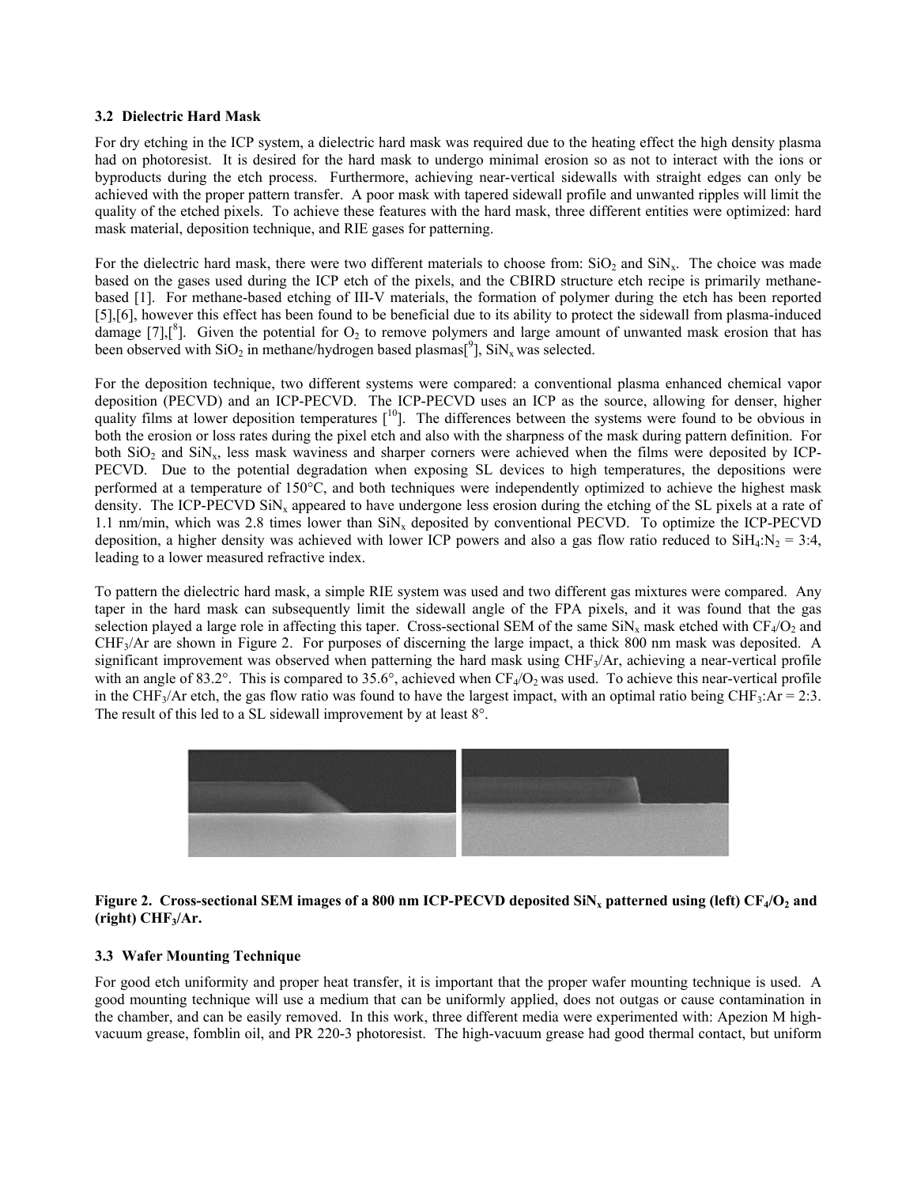### 3.2 Dielectric Hard Mask

For dry etching in the ICP system, a dielectric hard mask was required due to the heating effect the high density plasma had on photoresist. It is desired for the hard mask to undergo minimal erosion so as not to interact with the ions or byproducts during the etch process. Furthermore, achieving near-vertical sidewalls with straight edges can only be achieved with the proper pattern transfer. A poor mask with tapered sidewall profile and unwanted ripples will limit the quality of the etched pixels. To achieve these features with the hard mask, three different entities were optimized: hard mask material, deposition technique, and RIE gases for patterning.

For the dielectric hard mask, there were two different materials to choose from: $SiO_2$ and $SiN_x$. The choice was made based on the gases used during the ICP etch of the pixels, and the CBIRD structure etch recipe is primarily methane-based [1]. For methane-based etching of III-V materials, the formation of polymer during the etch has been reported [5],[6], however this effect has been found to be beneficial due to its ability to protect the sidewall from plasma-induced damage [7],[8]. Given the potential for $O_2$ to remove polymers and large amount of unwanted mask erosion that has been observed with $SiO_2$ in methane/hydrogen based plasmas[9], $SiN_x$ was selected.

For the deposition technique, two different systems were compared: a conventional plasma enhanced chemical vapor deposition (PECVD) and an ICP-PECVD. The ICP-PECVD uses an ICP as the source, allowing for denser, higher quality films at lower deposition temperatures [10]. The differences between the systems were found to be obvious in both the erosion or loss rates during the pixel etch and also with the sharpness of the mask during pattern definition. For both $SiO_2$ and $SiN_x$, less mask waviness and sharper corners were achieved when the films were deposited by ICP-PECVD. Due to the potential degradation when exposing SL devices to high temperatures, the depositions were performed at a temperature of 150°C, and both techniques were independently optimized to achieve the highest mask density. The ICP-PECVD $SiN_x$ appeared to have undergone less erosion during the etching of the SL pixels at a rate of 1.1 nm/min, which was 2.8 times lower than $SiN_x$ deposited by conventional PECVD. To optimize the ICP-PECVD deposition, a higher density was achieved with lower ICP powers and also a gas flow ratio reduced to $SiH_4$:$N_2$ = 3:4, leading to a lower measured refractive index.

To pattern the dielectric hard mask, a simple RIE system was used and two different gas mixtures were compared. Any taper in the hard mask can subsequently limit the sidewall angle of the FPA pixels, and it was found that the gas selection played a large role in affecting this taper. Cross-sectional SEM of the same $SiN_x$ mask etched with $CF_4$/$O_2$ and $CHF_3$/Ar are shown in Figure 2. For purposes of discerning the large impact, a thick 800 nm mask was deposited. A significant improvement was observed when patterning the hard mask using $CHF_3$/Ar, achieving a near-vertical profile with an angle of 83.2°. This is compared to 35.6°, achieved when $CF_4$/$O_2$ was used. To achieve this near-vertical profile in the $CHF_3$/Ar etch, the gas flow ratio was found to have the largest impact, with an optimal ratio being $CHF_3$:Ar = 2:3. The result of this led to a SL sidewall improvement by at least 8°.

**Figure 2. Cross-sectional SEM images of a 800 nm ICP-PECVD deposited $SiN_x$ patterned using (left) $CF_4$/$O_2$ and (right) $CHF_3$/Ar.**

### 3.3 Wafer Mounting Technique

For good etch uniformity and proper heat transfer, it is important that the proper wafer mounting technique is used. A good mounting technique will use a medium that can be uniformly applied, does not outgas or cause contamination in the chamber, and can be easily removed. In this work, three different media were experimented with: Apezion M high-vacuum grease, fomblin oil, and PR 220-3 photoresist. The high-vacuum grease had good thermal contact, but uniform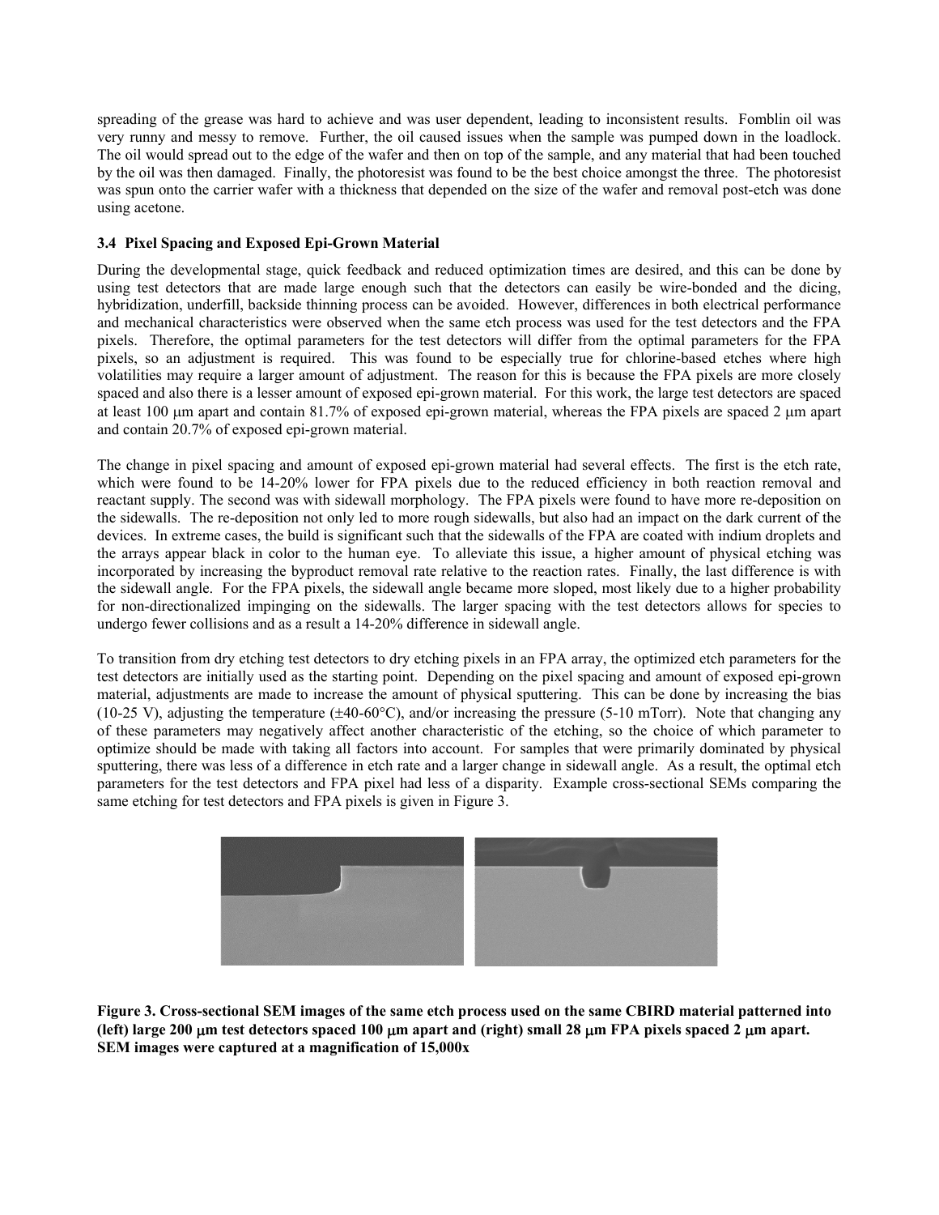spreading of the grease was hard to achieve and was user dependent, leading to inconsistent results. Fomblin oil was very runny and messy to remove. Further, the oil caused issues when the sample was pumped down in the loadlock. The oil would spread out to the edge of the wafer and then on top of the sample, and any material that had been touched by the oil was then damaged. Finally, the photoresist was found to be the best choice amongst the three. The photoresist was spun onto the carrier wafer with a thickness that depended on the size of the wafer and removal post-etch was done using acetone.

### 3.4 Pixel Spacing and Exposed Epi-Grown Material

During the developmental stage, quick feedback and reduced optimization times are desired, and this can be done by using test detectors that are made large enough such that the detectors can easily be wire-bonded and the dicing, hybridization, underfill, backside thinning process can be avoided. However, differences in both electrical performance and mechanical characteristics were observed when the same etch process was used for the test detectors and the FPA pixels. Therefore, the optimal parameters for the test detectors will differ from the optimal parameters for the FPA pixels, so an adjustment is required. This was found to be especially true for chlorine-based etches where high volatilities may require a larger amount of adjustment. The reason for this is because the FPA pixels are more closely spaced and also there is a lesser amount of exposed epi-grown material. For this work, the large test detectors are spaced at least 100 μm apart and contain 81.7% of exposed epi-grown material, whereas the FPA pixels are spaced 2 μm apart and contain 20.7% of exposed epi-grown material.

The change in pixel spacing and amount of exposed epi-grown material had several effects. The first is the etch rate, which were found to be 14-20% lower for FPA pixels due to the reduced efficiency in both reaction removal and reactant supply. The second was with sidewall morphology. The FPA pixels were found to have more re-deposition on the sidewalls. The re-deposition not only led to more rough sidewalls, but also had an impact on the dark current of the devices. In extreme cases, the build is significant such that the sidewalls of the FPA are coated with indium droplets and the arrays appear black in color to the human eye. To alleviate this issue, a higher amount of physical etching was incorporated by increasing the byproduct removal rate relative to the reaction rates. Finally, the last difference is with the sidewall angle. For the FPA pixels, the sidewall angle became more sloped, most likely due to a higher probability for non-directionalized impinging on the sidewalls. The larger spacing with the test detectors allows for species to undergo fewer collisions and as a result a 14-20% difference in sidewall angle.

To transition from dry etching test detectors to dry etching pixels in an FPA array, the optimized etch parameters for the test detectors are initially used as the starting point. Depending on the pixel spacing and amount of exposed epi-grown material, adjustments are made to increase the amount of physical sputtering. This can be done by increasing the bias (10-25 V), adjusting the temperature (±40-60°C), and/or increasing the pressure (5-10 mTorr). Note that changing any of these parameters may negatively affect another characteristic of the etching, so the choice of which parameter to optimize should be made with taking all factors into account. For samples that were primarily dominated by physical sputtering, there was less of a difference in etch rate and a larger change in sidewall angle. As a result, the optimal etch parameters for the test detectors and FPA pixel had less of a disparity. Example cross-sectional SEMs comparing the same etching for test detectors and FPA pixels is given in Figure 3.

**Figure 3. Cross-sectional SEM images of the same etch process used on the same CBIRD material patterned into (left) large 200 μm test detectors spaced 100 μm apart and (right) small 28 μm FPA pixels spaced 2 μm apart. SEM images were captured at a magnification of 15,000x**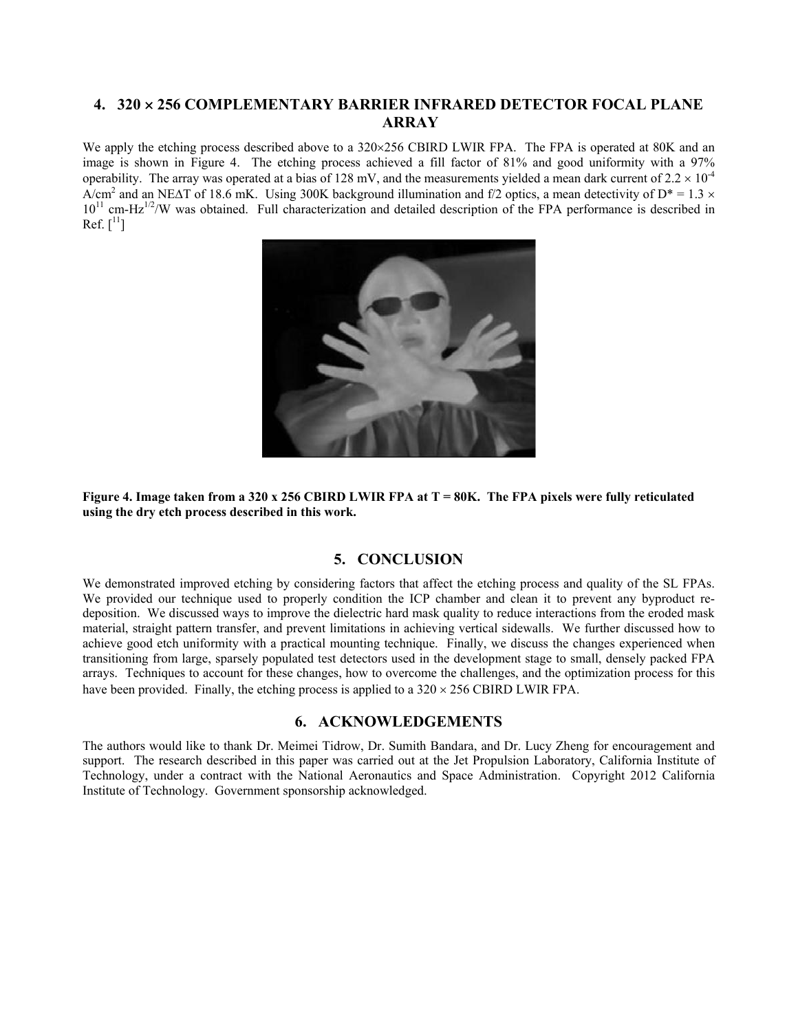## 4. 320 × 256 COMPLEMENTARY BARRIER INFRARED DETECTOR FOCAL PLANE ARRAY

We apply the etching process described above to a 320×256 CBIRD LWIR FPA. The FPA is operated at 80K and an image is shown in Figure 4. The etching process achieved a fill factor of 81% and good uniformity with a 97% operability. The array was operated at a bias of 128 mV, and the measurements yielded a mean dark current of $2.2 \times 10^{-4}$ A/cm$^2$ and an NE$\Delta$T of 18.6 mK. Using 300K background illumination and f/2 optics, a mean detectivity of $D^* = 1.3 \times 10^{11}$ cm-Hz$^{1/2}$/W was obtained. Full characterization and detailed description of the FPA performance is described in Ref. [11]

**Figure 4. Image taken from a 320 x 256 CBIRD LWIR FPA at T = 80K. The FPA pixels were fully reticulated using the dry etch process described in this work.**

## 5. CONCLUSION

We demonstrated improved etching by considering factors that affect the etching process and quality of the SL FPAs. We provided our technique used to properly condition the ICP chamber and clean it to prevent any byproduct re-deposition. We discussed ways to improve the dielectric hard mask quality to reduce interactions from the eroded mask material, straight pattern transfer, and prevent limitations in achieving vertical sidewalls. We further discussed how to achieve good etch uniformity with a practical mounting technique. Finally, we discuss the changes experienced when transitioning from large, sparsely populated test detectors used in the development stage to small, densely packed FPA arrays. Techniques to account for these changes, how to overcome the challenges, and the optimization process for this have been provided. Finally, the etching process is applied to a 320 × 256 CBIRD LWIR FPA.

## 6. ACKNOWLEDGEMENTS

The authors would like to thank Dr. Meimei Tidrow, Dr. Sumith Bandara, and Dr. Lucy Zheng for encouragement and support. The research described in this paper was carried out at the Jet Propulsion Laboratory, California Institute of Technology, under a contract with the National Aeronautics and Space Administration. Copyright 2012 California Institute of Technology. Government sponsorship acknowledged.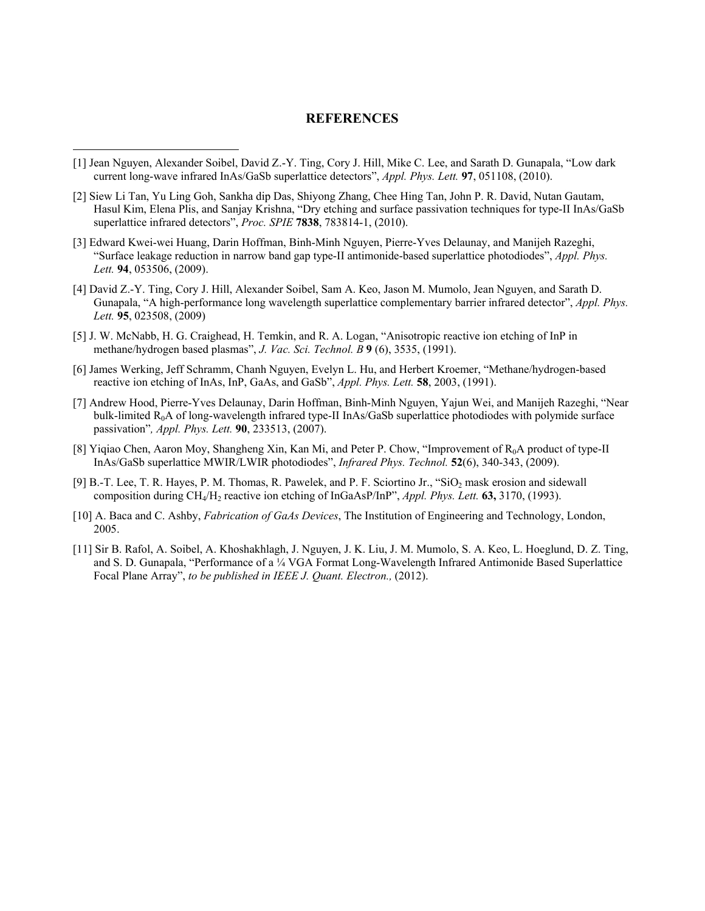## REFERENCES

[1] Jean Nguyen, Alexander Soibel, David Z.-Y. Ting, Cory J. Hill, Mike C. Lee, and Sarath D. Gunapala, "Low dark current long-wave infrared InAs/GaSb superlattice detectors", *Appl. Phys. Lett.* **97**, 051108, (2010).

[2] Siew Li Tan, Yu Ling Goh, Sankha dip Das, Shiyong Zhang, Chee Hing Tan, John P. R. David, Nutan Gautam, Hasul Kim, Elena Plis, and Sanjay Krishna, "Dry etching and surface passivation techniques for type-II InAs/GaSb superlattice infrared detectors", *Proc. SPIE* **7838**, 783814-1, (2010).

[3] Edward Kwei-wei Huang, Darin Hoffman, Binh-Minh Nguyen, Pierre-Yves Delaunay, and Manijeh Razeghi, "Surface leakage reduction in narrow band gap type-II antimonide-based superlattice photodiodes", *Appl. Phys. Lett.* **94**, 053506, (2009).

[4] David Z.-Y. Ting, Cory J. Hill, Alexander Soibel, Sam A. Keo, Jason M. Mumolo, Jean Nguyen, and Sarath D. Gunapala, "A high-performance long wavelength superlattice complementary barrier infrared detector", *Appl. Phys. Lett.* **95**, 023508, (2009)

[5] J. W. McNabb, H. G. Craighead, H. Temkin, and R. A. Logan, "Anisotropic reactive ion etching of InP in methane/hydrogen based plasmas", *J. Vac. Sci. Technol. B* **9** (6), 3535, (1991).

[6] James Werking, Jeff Schramm, Chanh Nguyen, Evelyn L. Hu, and Herbert Kroemer, "Methane/hydrogen-based reactive ion etching of InAs, InP, GaAs, and GaSb", *Appl. Phys. Lett.* **58**, 2003, (1991).

[7] Andrew Hood, Pierre-Yves Delaunay, Darin Hoffman, Binh-Minh Nguyen, Yajun Wei, and Manijeh Razeghi, "Near bulk-limited $R_0A$ of long-wavelength infrared type-II InAs/GaSb superlattice photodiodes with polymide surface passivation", *Appl. Phys. Lett.* **90**, 233513, (2007).

[8] Yiqiao Chen, Aaron Moy, Shangheng Xin, Kan Mi, and Peter P. Chow, "Improvement of $R_0A$ product of type-II InAs/GaSb superlattice MWIR/LWIR photodiodes", *Infrared Phys. Technol.* **52**(6), 340-343, (2009).

[9] B.-T. Lee, T. R. Hayes, P. M. Thomas, R. Pawelek, and P. F. Sciortino Jr., "$SiO_2$ mask erosion and sidewall composition during $CH_4/H_2$ reactive ion etching of InGaAsP/InP", *Appl. Phys. Lett.* **63,** 3170, (1993).

[10] A. Baca and C. Ashby, *Fabrication of GaAs Devices*, The Institution of Engineering and Technology, London, 2005.

[11] Sir B. Rafol, A. Soibel, A. Khoshakhlagh, J. Nguyen, J. K. Liu, J. M. Mumolo, S. A. Keo, L. Hoeglund, D. Z. Ting, and S. D. Gunapala, "Performance of a ¼ VGA Format Long-Wavelength Infrared Antimonide Based Superlattice Focal Plane Array", *to be published in IEEE J. Quant. Electron.,* (2012).